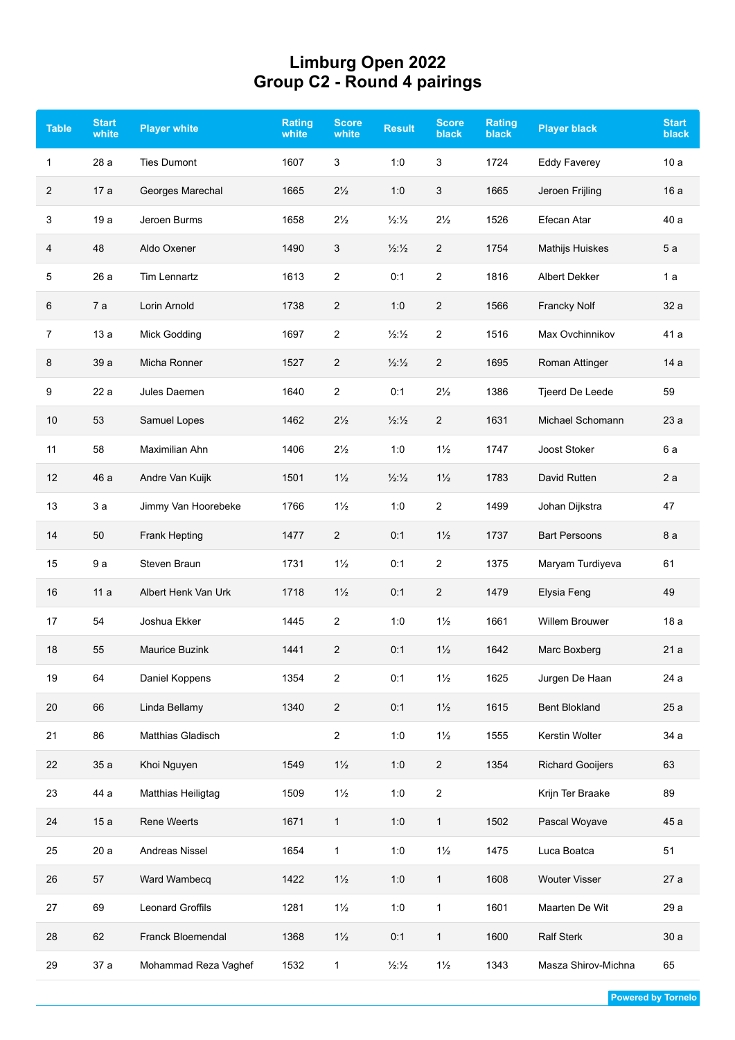# Limburg Open 2022
## Group C2 - Round 4 pairings

| Table | Start white | Player white | Rating white | Score white | Result | Score black | Rating black | Player black | Start black |
|---|---|---|---|---|---|---|---|---|---|
| 1 | 28 a | Ties Dumont | 1607 | 3 | 1:0 | 3 | 1724 | Eddy Faverey | 10 a |
| 2 | 17 a | Georges Marechal | 1665 | 2½ | 1:0 | 3 | 1665 | Jeroen Frijling | 16 a |
| 3 | 19 a | Jeroen Burms | 1658 | 2½ | ½:½ | 2½ | 1526 | Efecan Atar | 40 a |
| 4 | 48 | Aldo Oxener | 1490 | 3 | ½:½ | 2 | 1754 | Mathijs Huiskes | 5 a |
| 5 | 26 a | Tim Lennartz | 1613 | 2 | 0:1 | 2 | 1816 | Albert Dekker | 1 a |
| 6 | 7 a | Lorin Arnold | 1738 | 2 | 1:0 | 2 | 1566 | Francky Nolf | 32 a |
| 7 | 13 a | Mick Godding | 1697 | 2 | ½:½ | 2 | 1516 | Max Ovchinnikov | 41 a |
| 8 | 39 a | Micha Ronner | 1527 | 2 | ½:½ | 2 | 1695 | Roman Attinger | 14 a |
| 9 | 22 a | Jules Daemen | 1640 | 2 | 0:1 | 2½ | 1386 | Tjeerd De Leede | 59 |
| 10 | 53 | Samuel Lopes | 1462 | 2½ | ½:½ | 2 | 1631 | Michael Schomann | 23 a |
| 11 | 58 | Maximilian Ahn | 1406 | 2½ | 1:0 | 1½ | 1747 | Joost Stoker | 6 a |
| 12 | 46 a | Andre Van Kuijk | 1501 | 1½ | ½:½ | 1½ | 1783 | David Rutten | 2 a |
| 13 | 3 a | Jimmy Van Hoorebeke | 1766 | 1½ | 1:0 | 2 | 1499 | Johan Dijkstra | 47 |
| 14 | 50 | Frank Hepting | 1477 | 2 | 0:1 | 1½ | 1737 | Bart Persoons | 8 a |
| 15 | 9 a | Steven Braun | 1731 | 1½ | 0:1 | 2 | 1375 | Maryam Turdiyeva | 61 |
| 16 | 11 a | Albert Henk Van Urk | 1718 | 1½ | 0:1 | 2 | 1479 | Elysia Feng | 49 |
| 17 | 54 | Joshua Ekker | 1445 | 2 | 1:0 | 1½ | 1661 | Willem Brouwer | 18 a |
| 18 | 55 | Maurice Buzink | 1441 | 2 | 0:1 | 1½ | 1642 | Marc Boxberg | 21 a |
| 19 | 64 | Daniel Koppens | 1354 | 2 | 0:1 | 1½ | 1625 | Jurgen De Haan | 24 a |
| 20 | 66 | Linda Bellamy | 1340 | 2 | 0:1 | 1½ | 1615 | Bent Blokland | 25 a |
| 21 | 86 | Matthias Gladisch | | 2 | 1:0 | 1½ | 1555 | Kerstin Wolter | 34 a |
| 22 | 35 a | Khoi Nguyen | 1549 | 1½ | 1:0 | 2 | 1354 | Richard Gooijers | 63 |
| 23 | 44 a | Matthias Heiligtag | 1509 | 1½ | 1:0 | 2 | | Krijn Ter Braake | 89 |
| 24 | 15 a | Rene Weerts | 1671 | 1 | 1:0 | 1 | 1502 | Pascal Woyave | 45 a |
| 25 | 20 a | Andreas Nissel | 1654 | 1 | 1:0 | 1½ | 1475 | Luca Boatca | 51 |
| 26 | 57 | Ward Wambecq | 1422 | 1½ | 1:0 | 1 | 1608 | Wouter Visser | 27 a |
| 27 | 69 | Leonard Groffils | 1281 | 1½ | 1:0 | 1 | 1601 | Maarten De Wit | 29 a |
| 28 | 62 | Franck Bloemendal | 1368 | 1½ | 0:1 | 1 | 1600 | Ralf Sterk | 30 a |
| 29 | 37 a | Mohammad Reza Vaghef | 1532 | 1 | ½:½ | 1½ | 1343 | Masza Shirov-Michna | 65 |

Powered by Tornelo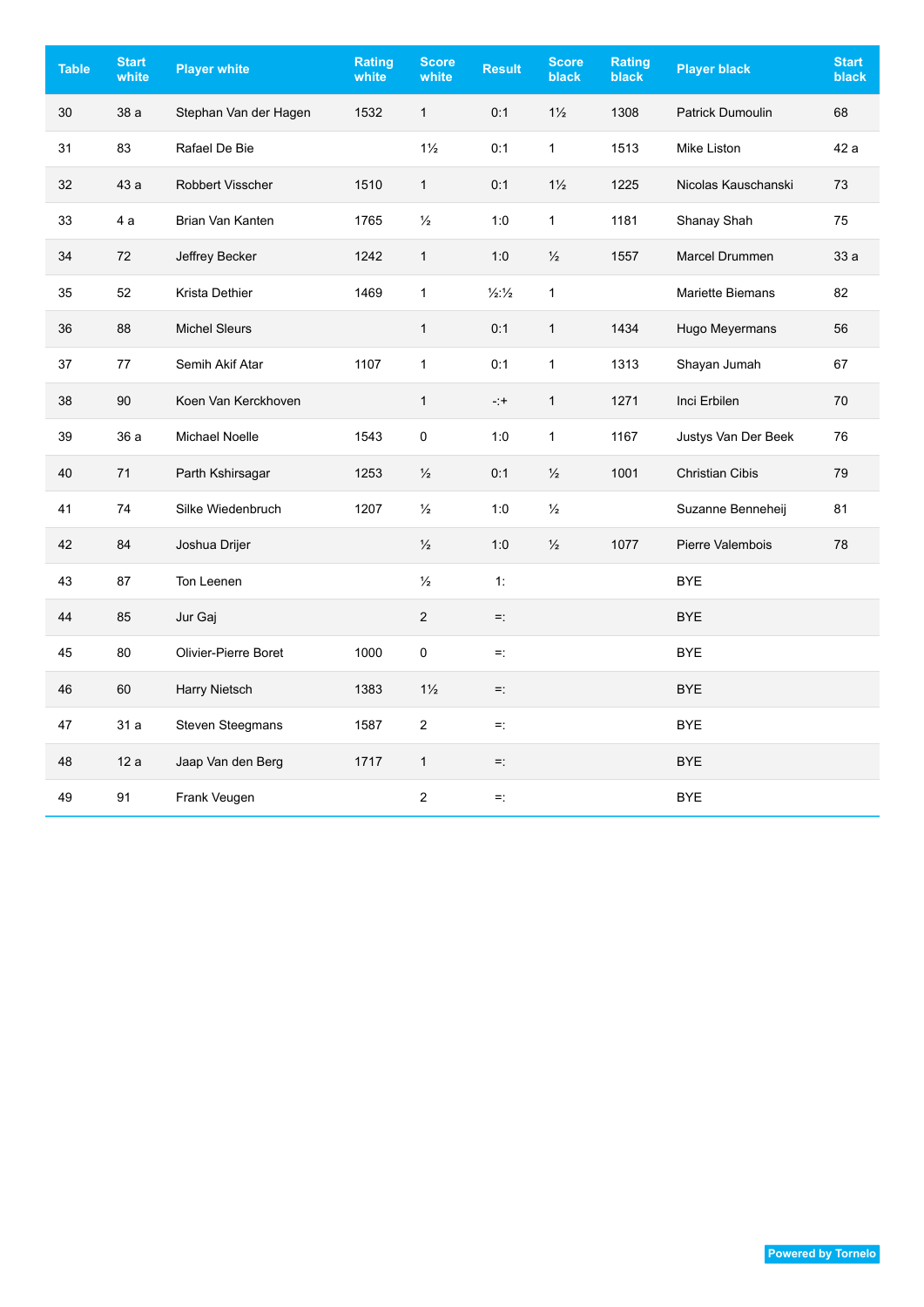| Table | Start white | Player white | Rating white | Score white | Result | Score black | Rating black | Player black | Start black |
|---|---|---|---|---|---|---|---|---|---|
| 30 | 38 a | Stephan Van der Hagen | 1532 | 1 | 0:1 | 1½ | 1308 | Patrick Dumoulin | 68 |
| 31 | 83 | Rafael De Bie | | 1½ | 0:1 | 1 | 1513 | Mike Liston | 42 a |
| 32 | 43 a | Robbert Visscher | 1510 | 1 | 0:1 | 1½ | 1225 | Nicolas Kauschanski | 73 |
| 33 | 4 a | Brian Van Kanten | 1765 | ½ | 1:0 | 1 | 1181 | Shanay Shah | 75 |
| 34 | 72 | Jeffrey Becker | 1242 | 1 | 1:0 | ½ | 1557 | Marcel Drummen | 33 a |
| 35 | 52 | Krista Dethier | 1469 | 1 | ½:½ | 1 | | Mariette Biemans | 82 |
| 36 | 88 | Michel Sleurs | | 1 | 0:1 | 1 | 1434 | Hugo Meyermans | 56 |
| 37 | 77 | Semih Akif Atar | 1107 | 1 | 0:1 | 1 | 1313 | Shayan Jumah | 67 |
| 38 | 90 | Koen Van Kerckhoven | | 1 | -:+ | 1 | 1271 | Inci Erbilen | 70 |
| 39 | 36 a | Michael Noelle | 1543 | 0 | 1:0 | 1 | 1167 | Justys Van Der Beek | 76 |
| 40 | 71 | Parth Kshirsagar | 1253 | ½ | 0:1 | ½ | 1001 | Christian Cibis | 79 |
| 41 | 74 | Silke Wiedenbruch | 1207 | ½ | 1:0 | ½ | | Suzanne Benneheij | 81 |
| 42 | 84 | Joshua Drijer | | ½ | 1:0 | ½ | 1077 | Pierre Valembois | 78 |
| 43 | 87 | Ton Leenen | | ½ | 1: | | | BYE | |
| 44 | 85 | Jur Gaj | | 2 | =: | | | BYE | |
| 45 | 80 | Olivier-Pierre Boret | 1000 | 0 | =: | | | BYE | |
| 46 | 60 | Harry Nietsch | 1383 | 1½ | =: | | | BYE | |
| 47 | 31 a | Steven Steegmans | 1587 | 2 | =: | | | BYE | |
| 48 | 12 a | Jaap Van den Berg | 1717 | 1 | =: | | | BYE | |
| 49 | 91 | Frank Veugen | | 2 | =: | | | BYE | |

Powered by Tornelo